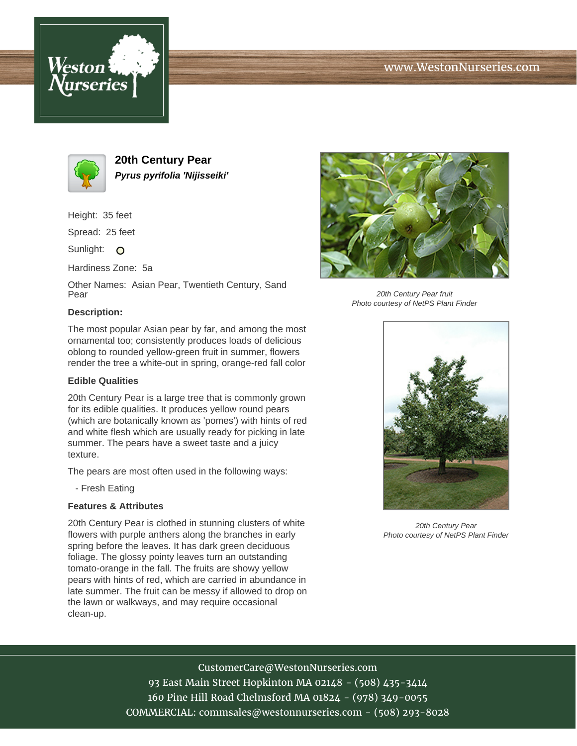www.WestonNurseries.com

# 20th Century Pear

***Pyrus pyrifolia 'Nijisseiki'***

Height: 35 feet

Spread: 25 feet

Sunlight: O

Hardiness Zone: 5a

Other Names: Asian Pear, Twentieth Century, Sand Pear

### Description:

The most popular Asian pear by far, and among the most ornamental too; consistently produces loads of delicious oblong to rounded yellow-green fruit in summer, flowers render the tree a white-out in spring, orange-red fall color

### Edible Qualities

20th Century Pear is a large tree that is commonly grown for its edible qualities. It produces yellow round pears (which are botanically known as 'pomes') with hints of red and white flesh which are usually ready for picking in late summer. The pears have a sweet taste and a juicy texture.

The pears are most often used in the following ways:

- Fresh Eating

### Features & Attributes

20th Century Pear is clothed in stunning clusters of white flowers with purple anthers along the branches in early spring before the leaves. It has dark green deciduous foliage. The glossy pointy leaves turn an outstanding tomato-orange in the fall. The fruits are showy yellow pears with hints of red, which are carried in abundance in late summer. The fruit can be messy if allowed to drop on the lawn or walkways, and may require occasional clean-up.

*20th Century Pear fruit*
*Photo courtesy of NetPS Plant Finder*

*20th Century Pear*
*Photo courtesy of NetPS Plant Finder*

CustomerCare@WestonNurseries.com
93 East Main Street Hopkinton MA 02148 - (508) 435-3414
160 Pine Hill Road Chelmsford MA 01824 - (978) 349-0055
COMMERCIAL: commsales@westonnurseries.com - (508) 293-8028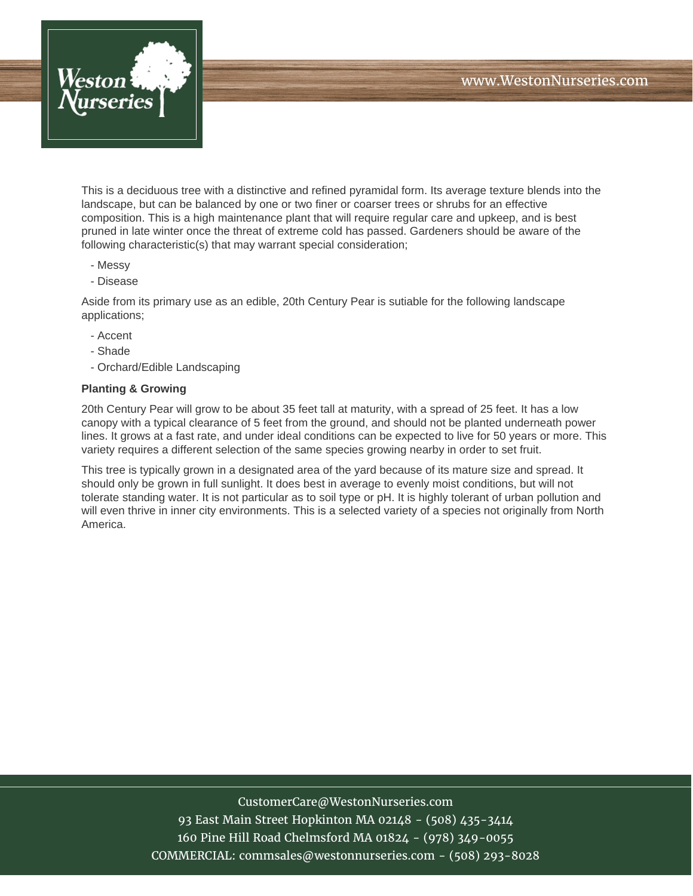This is a deciduous tree with a distinctive and refined pyramidal form. Its average texture blends into the landscape, but can be balanced by one or two finer or coarser trees or shrubs for an effective composition. This is a high maintenance plant that will require regular care and upkeep, and is best pruned in late winter once the threat of extreme cold has passed. Gardeners should be aware of the following characteristic(s) that may warrant special consideration;

- Messy
- Disease

Aside from its primary use as an edible, 20th Century Pear is sutiable for the following landscape applications;

- Accent
- Shade
- Orchard/Edible Landscaping

**Planting & Growing**

20th Century Pear will grow to be about 35 feet tall at maturity, with a spread of 25 feet. It has a low canopy with a typical clearance of 5 feet from the ground, and should not be planted underneath power lines. It grows at a fast rate, and under ideal conditions can be expected to live for 50 years or more. This variety requires a different selection of the same species growing nearby in order to set fruit.

This tree is typically grown in a designated area of the yard because of its mature size and spread. It should only be grown in full sunlight. It does best in average to evenly moist conditions, but will not tolerate standing water. It is not particular as to soil type or pH. It is highly tolerant of urban pollution and will even thrive in inner city environments. This is a selected variety of a species not originally from North America.